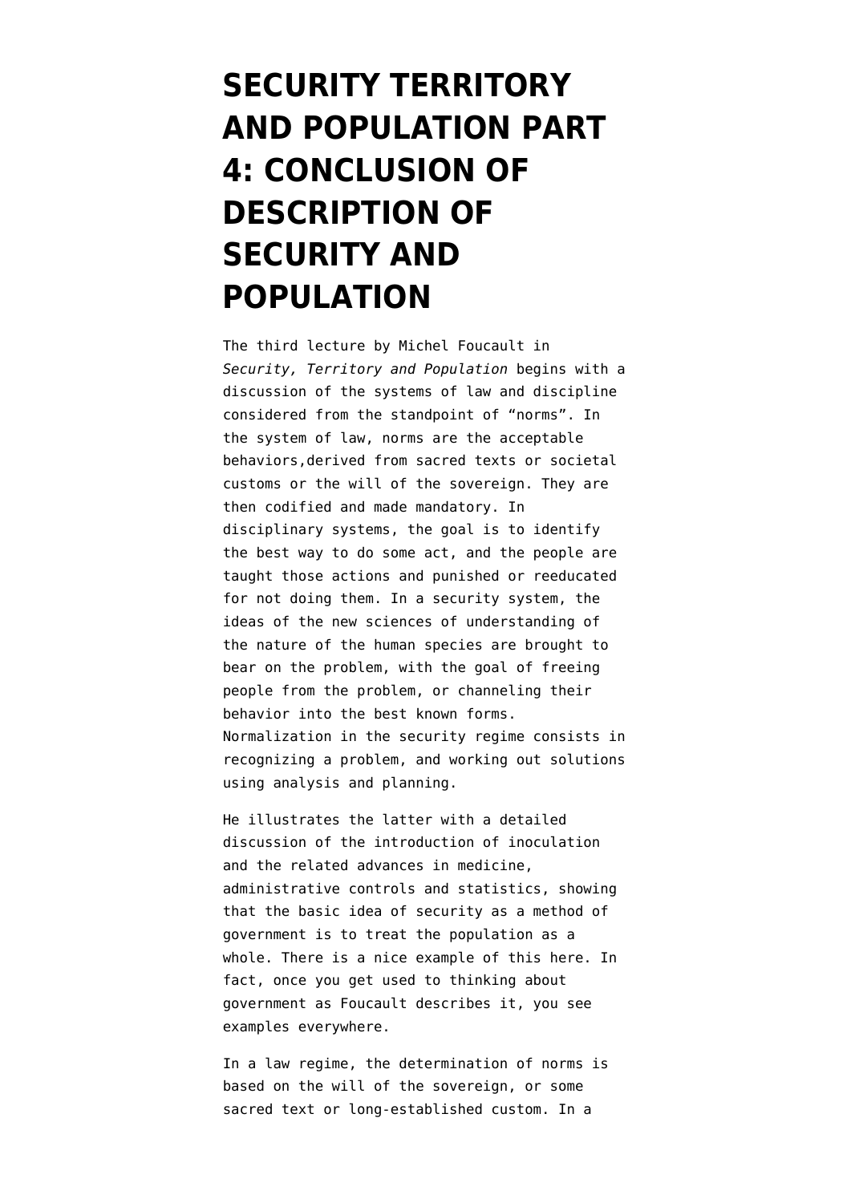# SECURITY TERRITORY AND POPULATION PART 4: CONCLUSION OF DESCRIPTION OF SECURITY AND POPULATION

The third lecture by Michel Foucault in *Security, Territory and Population* begins with a discussion of the systems of law and discipline considered from the standpoint of "norms". In the system of law, norms are the acceptable behaviors,derived from sacred texts or societal customs or the will of the sovereign. They are then codified and made mandatory. In disciplinary systems, the goal is to identify the best way to do some act, and the people are taught those actions and punished or reeducated for not doing them. In a security system, the ideas of the new sciences of understanding of the nature of the human species are brought to bear on the problem, with the goal of freeing people from the problem, or channeling their behavior into the best known forms. Normalization in the security regime consists in recognizing a problem, and working out solutions using analysis and planning.

He illustrates the latter with a detailed discussion of the introduction of inoculation and the related advances in medicine, administrative controls and statistics, showing that the basic idea of security as a method of government is to treat the population as a whole. There is a nice example of this here. In fact, once you get used to thinking about government as Foucault describes it, you see examples everywhere.

In a law regime, the determination of norms is based on the will of the sovereign, or some sacred text or long-established custom. In a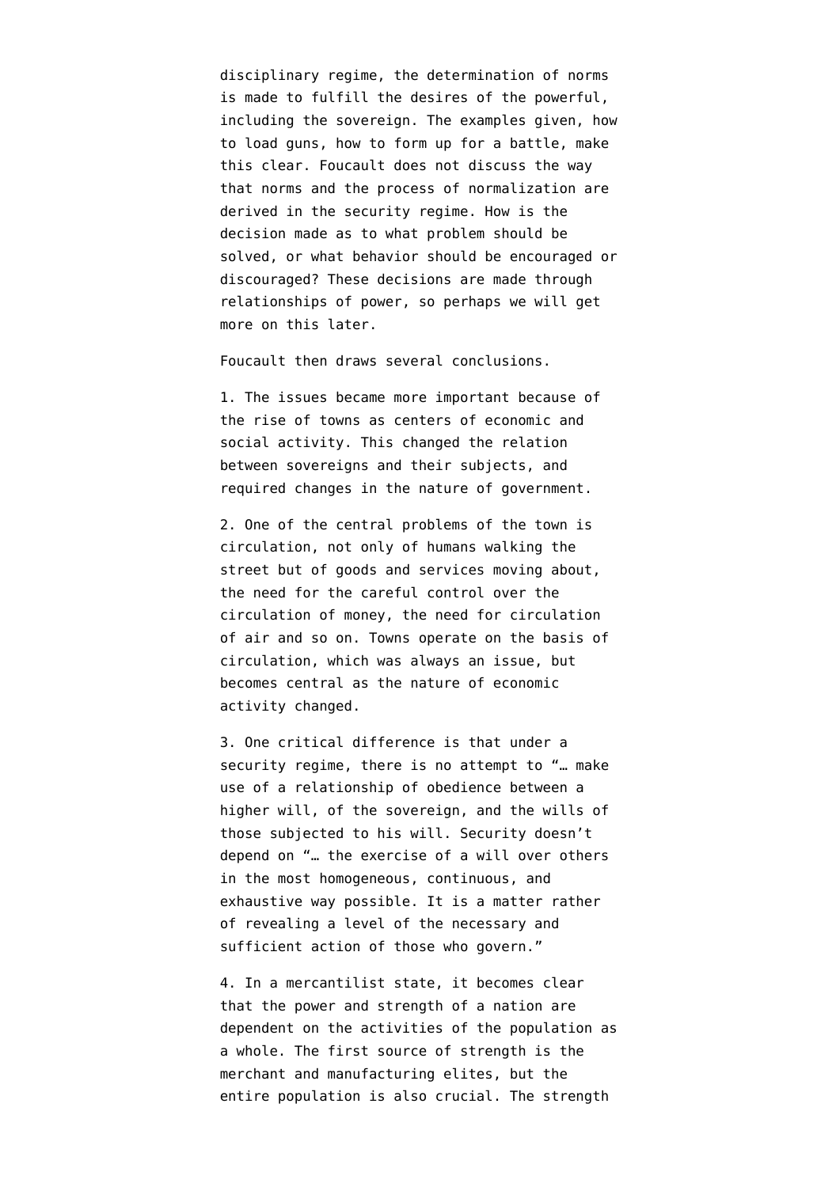disciplinary regime, the determination of norms is made to fulfill the desires of the powerful, including the sovereign. The examples given, how to load guns, how to form up for a battle, make this clear. Foucault does not discuss the way that norms and the process of normalization are derived in the security regime. How is the decision made as to what problem should be solved, or what behavior should be encouraged or discouraged? These decisions are made through relationships of power, so perhaps we will get more on this later.

Foucault then draws several conclusions.

1. The issues became more important because of the rise of towns as centers of economic and social activity. This changed the relation between sovereigns and their subjects, and required changes in the nature of government.

2. One of the central problems of the town is circulation, not only of humans walking the street but of goods and services moving about, the need for the careful control over the circulation of money, the need for circulation of air and so on. Towns operate on the basis of circulation, which was always an issue, but becomes central as the nature of economic activity changed.

3. One critical difference is that under a security regime, there is no attempt to "… make use of a relationship of obedience between a higher will, of the sovereign, and the wills of those subjected to his will. Security doesn't depend on "… the exercise of a will over others in the most homogeneous, continuous, and exhaustive way possible. It is a matter rather of revealing a level of the necessary and sufficient action of those who govern."

4. In a mercantilist state, it becomes clear that the power and strength of a nation are dependent on the activities of the population as a whole. The first source of strength is the merchant and manufacturing elites, but the entire population is also crucial. The strength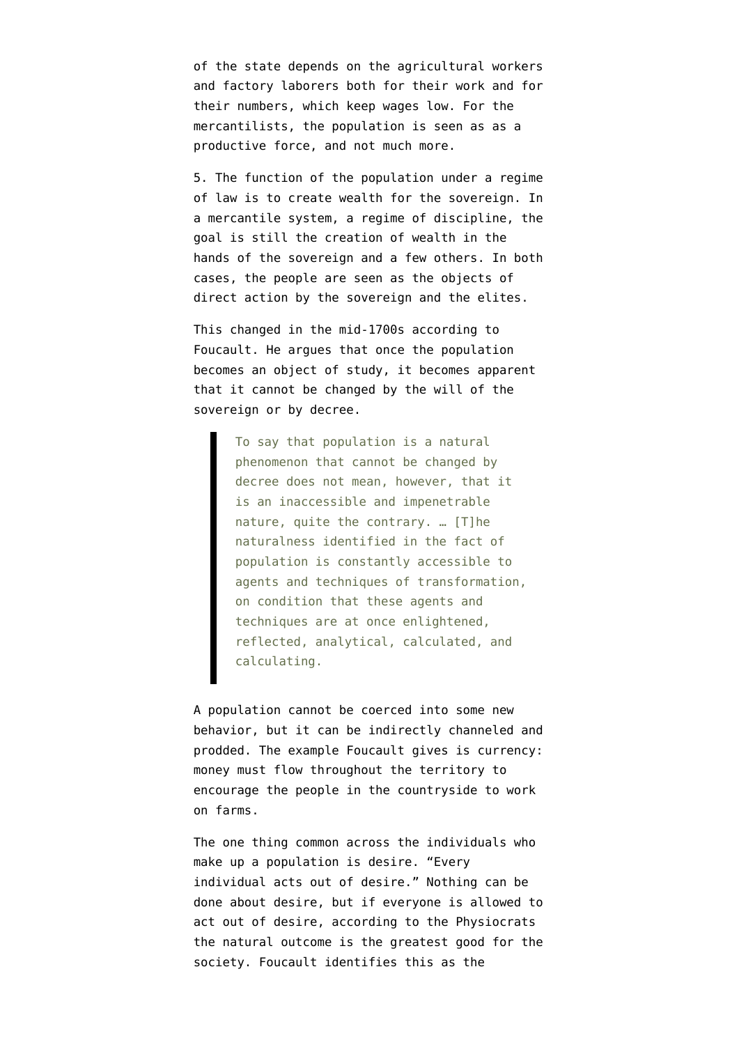of the state depends on the agricultural workers and factory laborers both for their work and for their numbers, which keep wages low. For the mercantilists, the population is seen as as a productive force, and not much more.

5. The function of the population under a regime of law is to create wealth for the sovereign. In a mercantile system, a regime of discipline, the goal is still the creation of wealth in the hands of the sovereign and a few others. In both cases, the people are seen as the objects of direct action by the sovereign and the elites.

This changed in the mid-1700s according to Foucault. He argues that once the population becomes an object of study, it becomes apparent that it cannot be changed by the will of the sovereign or by decree.

> To say that population is a natural phenomenon that cannot be changed by decree does not mean, however, that it is an inaccessible and impenetrable nature, quite the contrary. … [T]he naturalness identified in the fact of population is constantly accessible to agents and techniques of transformation, on condition that these agents and techniques are at once enlightened, reflected, analytical, calculated, and calculating.

A population cannot be coerced into some new behavior, but it can be indirectly channeled and prodded. The example Foucault gives is currency: money must flow throughout the territory to encourage the people in the countryside to work on farms.

The one thing common across the individuals who make up a population is desire. "Every individual acts out of desire." Nothing can be done about desire, but if everyone is allowed to act out of desire, according to the Physiocrats the natural outcome is the greatest good for the society. Foucault identifies this as the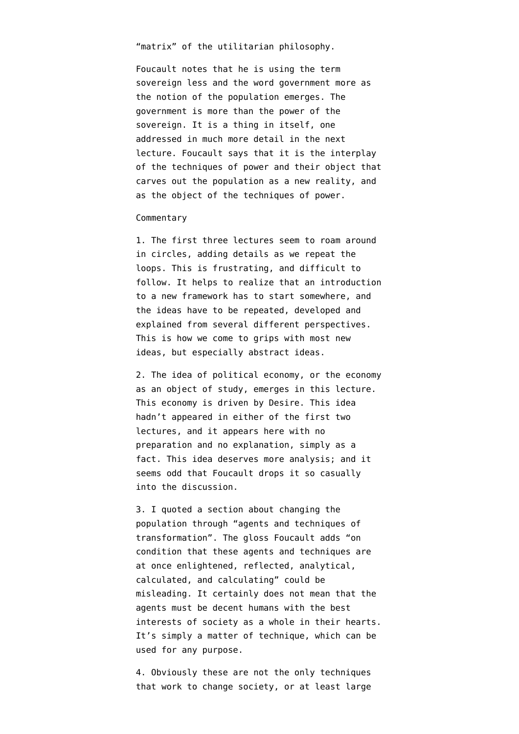“matrix” of the utilitarian philosophy.

Foucault notes that he is using the term sovereign less and the word government more as the notion of the population emerges. The government is more than the power of the sovereign. It is a thing in itself, one addressed in much more detail in the next lecture. Foucault says that it is the interplay of the techniques of power and their object that carves out the population as a new reality, and as the object of the techniques of power.

Commentary

1. The first three lectures seem to roam around in circles, adding details as we repeat the loops. This is frustrating, and difficult to follow. It helps to realize that an introduction to a new framework has to start somewhere, and the ideas have to be repeated, developed and explained from several different perspectives. This is how we come to grips with most new ideas, but especially abstract ideas.

2. The idea of political economy, or the economy as an object of study, emerges in this lecture. This economy is driven by Desire. This idea hadn’t appeared in either of the first two lectures, and it appears here with no preparation and no explanation, simply as a fact. This idea deserves more analysis; and it seems odd that Foucault drops it so casually into the discussion.

3. I quoted a section about changing the population through “agents and techniques of transformation”. The gloss Foucault adds “on condition that these agents and techniques are at once enlightened, reflected, analytical, calculated, and calculating” could be misleading. It certainly does not mean that the agents must be decent humans with the best interests of society as a whole in their hearts. It’s simply a matter of technique, which can be used for any purpose.

4. Obviously these are not the only techniques that work to change society, or at least large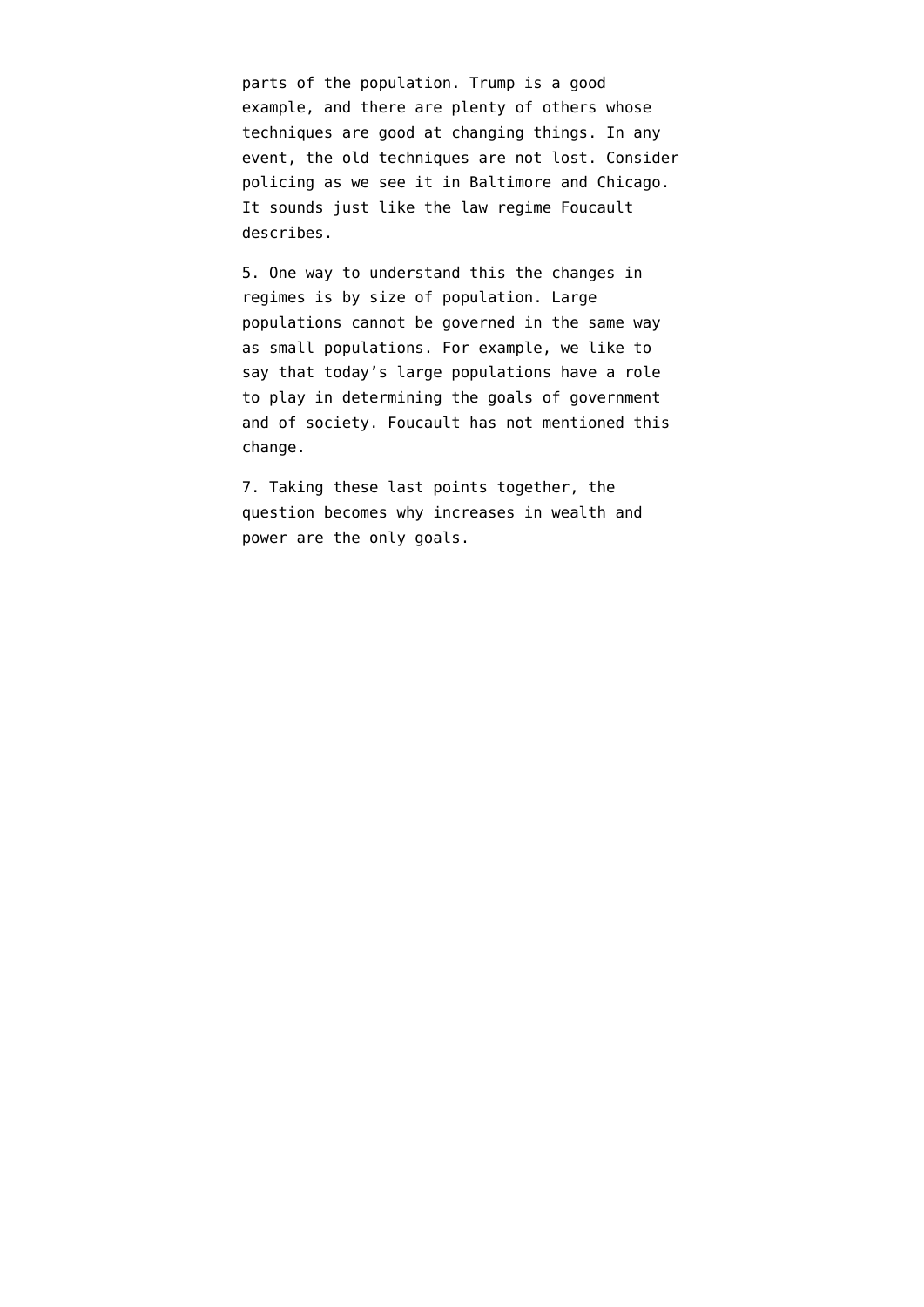parts of the population. Trump is a good example, and there are plenty of others whose techniques are good at changing things. In any event, the old techniques are not lost. Consider policing as we see it in Baltimore and Chicago. It sounds just like the law regime Foucault describes.

5. One way to understand this the changes in regimes is by size of population. Large populations cannot be governed in the same way as small populations. For example, we like to say that today's large populations have a role to play in determining the goals of government and of society. Foucault has not mentioned this change.

7. Taking these last points together, the question becomes why increases in wealth and power are the only goals.